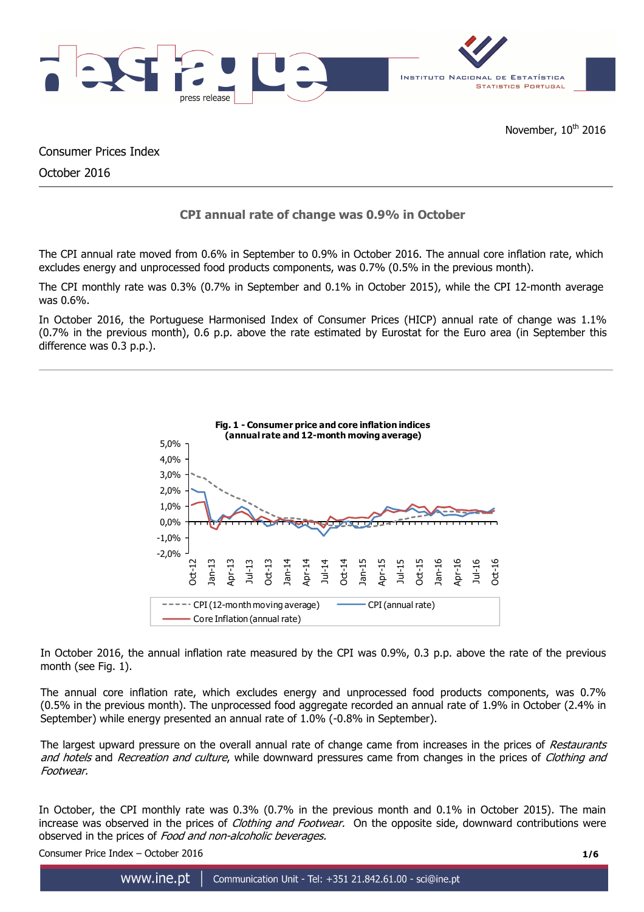November, 10th 2016

Consumer Prices Index

October 2016

## CPI annual rate of change was 0.9% in October

The CPI annual rate moved from 0.6% in September to 0.9% in October 2016. The annual core inflation rate, which excludes energy and unprocessed food products components, was 0.7% (0.5% in the previous month).

The CPI monthly rate was 0.3% (0.7% in September and 0.1% in October 2015), while the CPI 12-month average was 0.6%.

In October 2016, the Portuguese Harmonised Index of Consumer Prices (HICP) annual rate of change was 1.1% (0.7% in the previous month), 0.6 p.p. above the rate estimated by Eurostat for the Euro area (in September this difference was 0.3 p.p.).

**Fig. 1 - Consumer price and core inflation indices (annual rate and 12-month moving average)**

In October 2016, the annual inflation rate measured by the CPI was 0.9%, 0.3 p.p. above the rate of the previous month (see Fig. 1).

The annual core inflation rate, which excludes energy and unprocessed food products components, was 0.7% (0.5% in the previous month). The unprocessed food aggregate recorded an annual rate of 1.9% in October (2.4% in September) while energy presented an annual rate of 1.0% (-0.8% in September).

The largest upward pressure on the overall annual rate of change came from increases in the prices of *Restaurants and hotels* and *Recreation and culture*, while downward pressures came from changes in the prices of *Clothing and Footwear.*

In October, the CPI monthly rate was 0.3% (0.7% in the previous month and 0.1% in October 2015). The main increase was observed in the prices of *Clothing and Footwear.* On the opposite side, downward contributions were observed in the prices of *Food and non-alcoholic beverages.*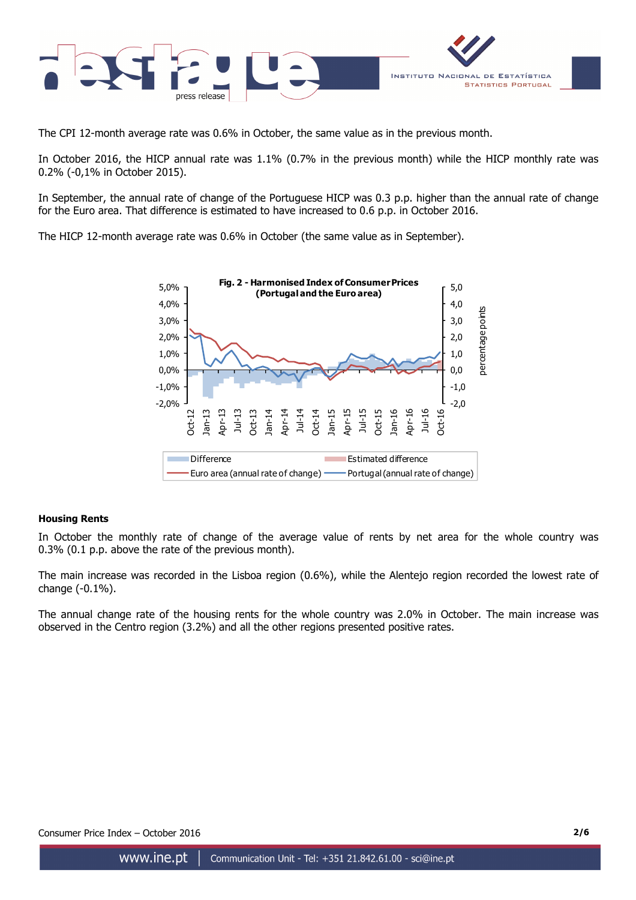The CPI 12-month average rate was 0.6% in October, the same value as in the previous month.

In October 2016, the HICP annual rate was 1.1% (0.7% in the previous month) while the HICP monthly rate was 0.2% (-0,1% in October 2015).

In September, the annual rate of change of the Portuguese HICP was 0.3 p.p. higher than the annual rate of change for the Euro area. That difference is estimated to have increased to 0.6 p.p. in October 2016.

The HICP 12-month average rate was 0.6% in October (the same value as in September).

**Fig. 2 - Harmonised Index of Consumer Prices (Portugal and the Euro area)**

### Housing Rents

In October the monthly rate of change of the average value of rents by net area for the whole country was 0.3% (0.1 p.p. above the rate of the previous month).

The main increase was recorded in the Lisboa region (0.6%), while the Alentejo region recorded the lowest rate of change (-0.1%).

The annual change rate of the housing rents for the whole country was 2.0% in October. The main increase was observed in the Centro region (3.2%) and all the other regions presented positive rates.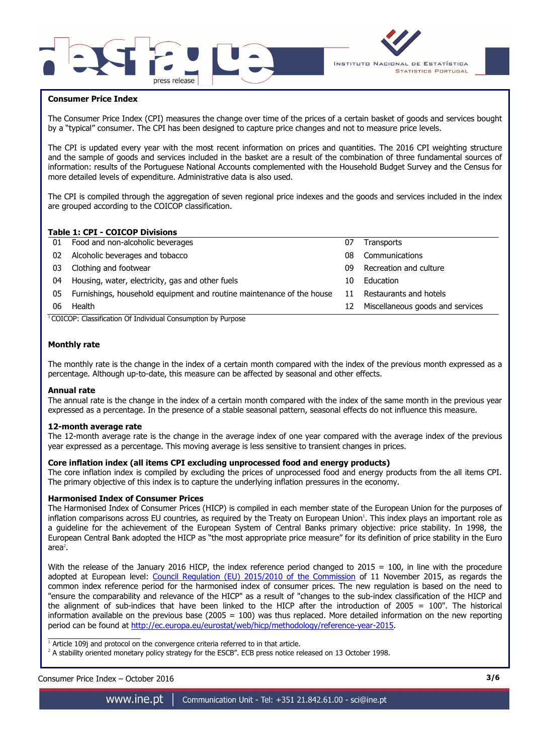## Consumer Price Index

The Consumer Price Index (CPI) measures the change over time of the prices of a certain basket of goods and services bought by a "typical" consumer. The CPI has been designed to capture price changes and not to measure price levels.

The CPI is updated every year with the most recent information on prices and quantities. The 2016 CPI weighting structure and the sample of goods and services included in the basket are a result of the combination of three fundamental sources of information: results of the Portuguese National Accounts complemented with the Household Budget Survey and the Census for more detailed levels of expenditure. Administrative data is also used.

The CPI is compiled through the aggregation of seven regional price indexes and the goods and services included in the index are grouped according to the COICOP classification.

**Table 1: CPI - COICOP Divisions**

| | | | |
|---|---|---|---|
| 01 | Food and non-alcoholic beverages | 07 | Transports |
| 02 | Alcoholic beverages and tobacco | 08 | Communications |
| 03 | Clothing and footwear | 09 | Recreation and culture |
| 04 | Housing, water, electricity, gas and other fuels | 10 | Education |
| 05 | Furnishings, household equipment and routine maintenance of the house | 11 | Restaurants and hotels |
| 06 | Health | 12 | Miscellaneous goods and services |

[1] COICOP: Classification Of Individual Consumption by Purpose

### Monthly rate

The monthly rate is the change in the index of a certain month compared with the index of the previous month expressed as a percentage. Although up-to-date, this measure can be affected by seasonal and other effects.

### Annual rate

The annual rate is the change in the index of a certain month compared with the index of the same month in the previous year expressed as a percentage. In the presence of a stable seasonal pattern, seasonal effects do not influence this measure.

### 12-month average rate

The 12-month average rate is the change in the average index of one year compared with the average index of the previous year expressed as a percentage. This moving average is less sensitive to transient changes in prices.

### Core inflation index (all items CPI excluding unprocessed food and energy products)

The core inflation index is compiled by excluding the prices of unprocessed food and energy products from the all items CPI. The primary objective of this index is to capture the underlying inflation pressures in the economy.

### Harmonised Index of Consumer Prices

The Harmonised Index of Consumer Prices (HICP) is compiled in each member state of the European Union for the purposes of inflation comparisons across EU countries, as required by the Treaty on European Union[1]. This index plays an important role as a guideline for the achievement of the European System of Central Banks primary objective: price stability. In 1998, the European Central Bank adopted the HICP as "the most appropriate price measure" for its definition of price stability in the Euro area[2].

With the release of the January 2016 HICP, the index reference period changed to 2015 = 100, in line with the procedure adopted at European level: Council Regulation (EU) 2015/2010 of the Commission of 11 November 2015, as regards the common index reference period for the harmonised index of consumer prices. The new regulation is based on the need to "ensure the comparability and relevance of the HICP" as a result of "changes to the sub-index classification of the HICP and the alignment of sub-indices that have been linked to the HICP after the introduction of 2005 = 100". The historical information available on the previous base (2005 = 100) was thus replaced. More detailed information on the new reporting period can be found at http://ec.europa.eu/eurostat/web/hicp/methodology/reference-year-2015.

[1] Article 109j and protocol on the convergence criteria referred to in that article.

[2] A stability oriented monetary policy strategy for the ESCB". ECB press notice released on 13 October 1998.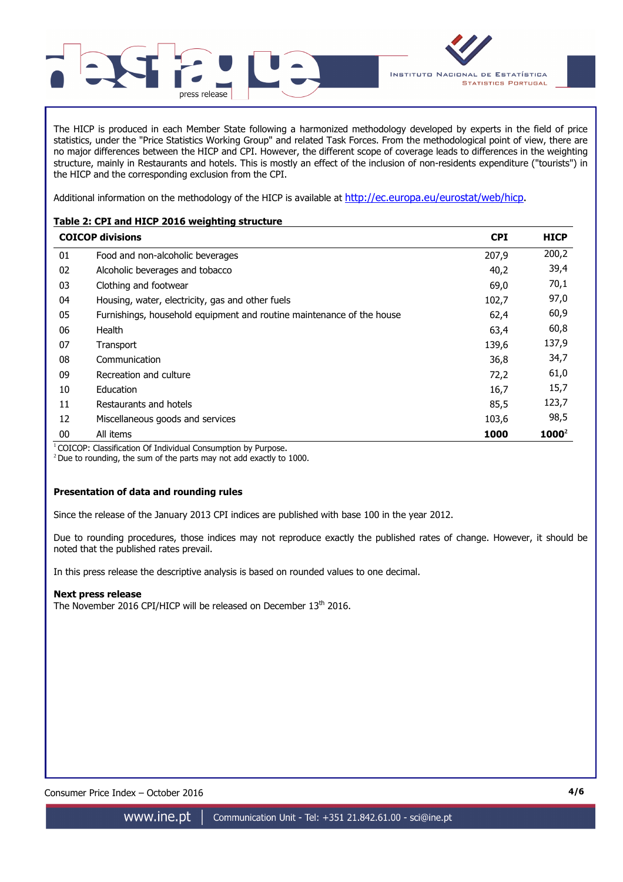The HICP is produced in each Member State following a harmonized methodology developed by experts in the field of price statistics, under the "Price Statistics Working Group" and related Task Forces. From the methodological point of view, there are no major differences between the HICP and CPI. However, the different scope of coverage leads to differences in the weighting structure, mainly in Restaurants and hotels. This is mostly an effect of the inclusion of non-residents expenditure ("tourists") in the HICP and the corresponding exclusion from the CPI.

Additional information on the methodology of the HICP is available at http://ec.europa.eu/eurostat/web/hicp.

**Table 2: CPI and HICP 2016 weighting structure**

| COICOP divisions | | CPI | HICP |
|---|---|---|---|
| 01 | Food and non-alcoholic beverages | 207,9 | 200,2 |
| 02 | Alcoholic beverages and tobacco | 40,2 | 39,4 |
| 03 | Clothing and footwear | 69,0 | 70,1 |
| 04 | Housing, water, electricity, gas and other fuels | 102,7 | 97,0 |
| 05 | Furnishings, household equipment and routine maintenance of the house | 62,4 | 60,9 |
| 06 | Health | 63,4 | 60,8 |
| 07 | Transport | 139,6 | 137,9 |
| 08 | Communication | 36,8 | 34,7 |
| 09 | Recreation and culture | 72,2 | 61,0 |
| 10 | Education | 16,7 | 15,7 |
| 11 | Restaurants and hotels | 85,5 | 123,7 |
| 12 | Miscellaneous goods and services | 103,6 | 98,5 |
| 00 | All items | **1000** | **1000**[2] |

[1] COICOP: Classification Of Individual Consumption by Purpose.
[2] Due to rounding, the sum of the parts may not add exactly to 1000.

**Presentation of data and rounding rules**

Since the release of the January 2013 CPI indices are published with base 100 in the year 2012.

Due to rounding procedures, those indices may not reproduce exactly the published rates of change. However, it should be noted that the published rates prevail.

In this press release the descriptive analysis is based on rounded values to one decimal.

**Next press release**
The November 2016 CPI/HICP will be released on December 13th 2016.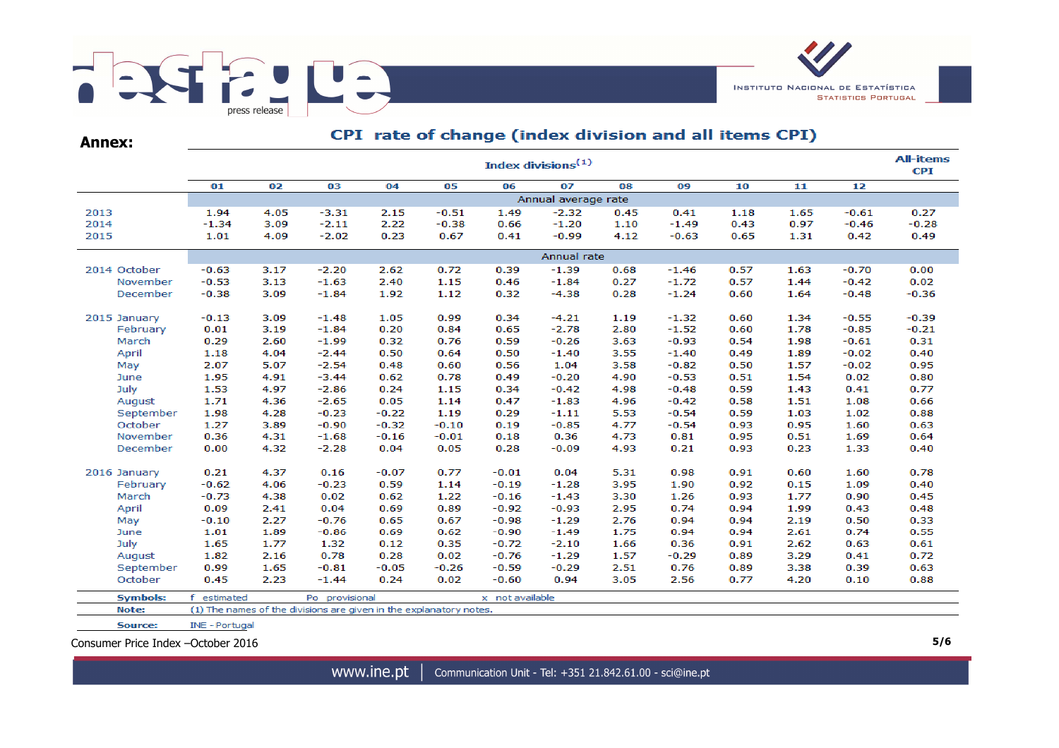## Annex:

### CPI rate of change (index division and all items CPI)

| | Index divisions[1] | | | | | | | | | | | | All-items CPI |
|---|---|---|---|---|---|---|---|---|---|---|---|---|---|
| | 01 | 02 | 03 | 04 | 05 | 06 | 07 | 08 | 09 | 10 | 11 | 12 | |
| | Annual average rate | | | | | | | | | | | | |
| 2013 | 1.94 | 4.05 | -3.31 | 2.15 | -0.51 | 1.49 | -2.32 | 0.45 | 0.41 | 1.18 | 1.65 | -0.61 | 0.27 |
| 2014 | -1.34 | 3.09 | -2.11 | 2.22 | -0.38 | 0.66 | -1.20 | 1.10 | -1.49 | 0.43 | 0.97 | -0.46 | -0.28 |
| 2015 | 1.01 | 4.09 | -2.02 | 0.23 | 0.67 | 0.41 | -0.99 | 4.12 | -0.63 | 0.65 | 1.31 | 0.42 | 0.49 |
| | Annual rate | | | | | | | | | | | | |
| 2014 October | -0.63 | 3.17 | -2.20 | 2.62 | 0.72 | 0.39 | -1.39 | 0.68 | -1.46 | 0.57 | 1.63 | -0.70 | 0.00 |
| November | -0.53 | 3.13 | -1.63 | 2.40 | 1.15 | 0.46 | -1.84 | 0.27 | -1.72 | 0.57 | 1.44 | -0.42 | 0.02 |
| December | -0.38 | 3.09 | -1.84 | 1.92 | 1.12 | 0.32 | -4.38 | 0.28 | -1.24 | 0.60 | 1.64 | -0.48 | -0.36 |
| 2015 January | -0.13 | 3.09 | -1.48 | 1.05 | 0.99 | 0.34 | -4.21 | 1.19 | -1.32 | 0.60 | 1.34 | -0.55 | -0.39 |
| February | 0.01 | 3.19 | -1.84 | 0.20 | 0.84 | 0.65 | -2.78 | 2.80 | -1.52 | 0.60 | 1.78 | -0.85 | -0.21 |
| March | 0.29 | 2.60 | -1.99 | 0.32 | 0.76 | 0.59 | -0.26 | 3.63 | -0.93 | 0.54 | 1.98 | -0.61 | 0.31 |
| April | 1.18 | 4.04 | -2.44 | 0.50 | 0.64 | 0.50 | -1.40 | 3.55 | -1.40 | 0.49 | 1.89 | -0.02 | 0.40 |
| May | 2.07 | 5.07 | -2.54 | 0.48 | 0.60 | 0.56 | 1.04 | 3.58 | -0.82 | 0.50 | 1.57 | -0.02 | 0.95 |
| June | 1.95 | 4.91 | -3.44 | 0.62 | 0.78 | 0.49 | -0.20 | 4.90 | -0.53 | 0.51 | 1.54 | 0.02 | 0.80 |
| July | 1.53 | 4.97 | -2.86 | 0.24 | 1.15 | 0.34 | -0.42 | 4.98 | -0.48 | 0.59 | 1.43 | 0.41 | 0.77 |
| August | 1.71 | 4.36 | -2.65 | 0.05 | 1.14 | 0.47 | -1.83 | 4.96 | -0.42 | 0.58 | 1.51 | 1.08 | 0.66 |
| September | 1.98 | 4.28 | -0.23 | -0.22 | 1.19 | 0.29 | -1.11 | 5.53 | -0.54 | 0.59 | 1.03 | 1.02 | 0.88 |
| October | 1.27 | 3.89 | -0.90 | -0.32 | -0.10 | 0.19 | -0.85 | 4.77 | -0.54 | 0.93 | 0.95 | 1.60 | 0.63 |
| November | 0.36 | 4.31 | -1.68 | -0.16 | -0.01 | 0.18 | 0.36 | 4.73 | 0.81 | 0.95 | 0.51 | 1.69 | 0.64 |
| December | 0.00 | 4.32 | -2.28 | 0.04 | 0.05 | 0.28 | -0.09 | 4.93 | 0.21 | 0.93 | 0.23 | 1.33 | 0.40 |
| 2016 January | 0.21 | 4.37 | 0.16 | -0.07 | 0.77 | -0.01 | 0.04 | 5.31 | 0.98 | 0.91 | 0.60 | 1.60 | 0.78 |
| February | -0.62 | 4.06 | -0.23 | 0.59 | 1.14 | -0.19 | -1.28 | 3.95 | 1.90 | 0.92 | 0.15 | 1.09 | 0.40 |
| March | -0.73 | 4.38 | 0.02 | 0.62 | 1.22 | -0.16 | -1.43 | 3.30 | 1.26 | 0.93 | 1.77 | 0.90 | 0.45 |
| April | 0.09 | 2.41 | 0.04 | 0.69 | 0.89 | -0.92 | -0.93 | 2.95 | 0.74 | 0.94 | 1.99 | 0.43 | 0.48 |
| May | -0.10 | 2.27 | -0.76 | 0.65 | 0.67 | -0.98 | -1.29 | 2.76 | 0.94 | 0.94 | 2.19 | 0.50 | 0.33 |
| June | 1.01 | 1.89 | -0.86 | 0.69 | 0.62 | -0.90 | -1.49 | 1.75 | 0.94 | 0.94 | 2.61 | 0.74 | 0.55 |
| July | 1.65 | 1.77 | 1.32 | 0.12 | 0.35 | -0.72 | -2.10 | 1.66 | 0.36 | 0.91 | 2.62 | 0.63 | 0.61 |
| August | 1.82 | 2.16 | 0.78 | 0.28 | 0.02 | -0.76 | -1.29 | 1.57 | -0.29 | 0.89 | 3.29 | 0.41 | 0.72 |
| September | 0.99 | 1.65 | -0.81 | -0.05 | -0.26 | -0.59 | -0.29 | 2.51 | 0.76 | 0.89 | 3.38 | 0.39 | 0.63 |
| October | 0.45 | 2.23 | -1.44 | 0.24 | 0.02 | -0.60 | 0.94 | 3.05 | 2.56 | 0.77 | 4.20 | 0.10 | 0.88 |

**Symbols:** f estimated    Po provisional    x not available

**Note:** (1) The names of the divisions are given in the explanatory notes.

**Source:** INE - Portugal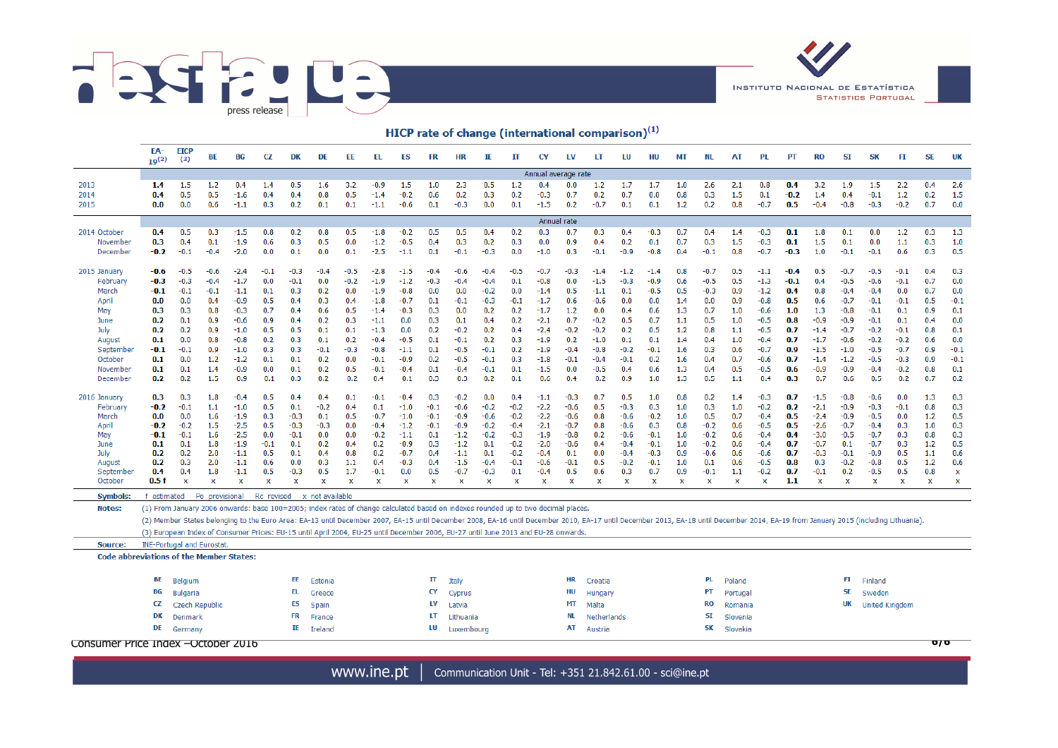## HICP rate of change (international comparison)[1]

| | EA-19[2] | EICP[3] | BE | BG | CZ | DK | DE | EE | EL | ES | FR | HR | IE | IT | CY | LV | LT | LU | HU | MT | NL | AT | PL | PT | RO | SI | SK | FI | SE | UK |
|---|---|---|---|---|---|---|---|---|---|---|---|---|---|---|---|---|---|---|---|---|---|---|---|---|---|---|---|---|---|---|
| | Annual average rate | | | | | | | | | | | | | | | | | | | | | | | | | | | | | |
| 2013 | **1.4** | 1.5 | 1.2 | 0.4 | 1.4 | 0.5 | 1.6 | 3.2 | -0.9 | 1.5 | 1.0 | 2.3 | 0.5 | 1.2 | 0.4 | 0.0 | 1.2 | 1.7 | 1.7 | 1.0 | 2.6 | 2.1 | 0.8 | **0.4** | 3.2 | 1.9 | 1.5 | 2.2 | 0.4 | 2.6 |
| 2014 | **0.4** | 0.5 | 0.5 | -1.6 | 0.4 | 0.4 | 0.8 | 0.5 | -1.4 | -0.2 | 0.6 | 0.2 | 0.3 | 0.2 | -0.3 | 0.7 | 0.2 | 0.7 | 0.0 | 0.8 | 0.3 | 1.5 | 0.1 | **-0.2** | 1.4 | 0.4 | -0.1 | 1.2 | 0.2 | 1.5 |
| 2015 | **0.0** | 0.0 | 0.6 | -1.1 | 0.3 | 0.2 | 0.1 | 0.1 | -1.1 | -0.6 | 0.1 | -0.3 | 0.0 | 0.1 | -1.5 | 0.2 | -0.7 | 0.1 | 0.1 | 1.2 | 0.2 | 0.8 | -0.7 | **0.5** | -0.4 | -0.8 | -0.3 | -0.2 | 0.7 | 0.0 |
| | Annual rate | | | | | | | | | | | | | | | | | | | | | | | | | | | | | |
| 2014 October | **0.4** | 0.5 | 0.3 | -1.5 | 0.8 | 0.2 | 0.8 | 0.5 | -1.8 | -0.2 | 0.5 | 0.5 | 0.4 | 0.2 | 0.3 | 0.7 | 0.3 | 0.4 | -0.3 | 0.7 | 0.4 | 1.4 | -0.3 | **0.1** | 1.8 | 0.1 | 0.0 | 1.2 | 0.3 | 1.3 |
| November | **0.3** | 0.4 | 0.1 | -1.9 | 0.6 | 0.3 | 0.5 | 0.0 | -1.2 | -0.5 | 0.4 | 0.3 | 0.2 | 0.3 | 0.0 | 0.9 | 0.4 | 0.2 | 0.1 | 0.7 | 0.3 | 1.5 | -0.3 | **0.1** | 1.5 | 0.1 | 0.0 | 1.1 | 0.3 | 1.0 |
| December | **-0.2** | -0.1 | -0.4 | -2.0 | 0.0 | 0.1 | 0.0 | 0.1 | -2.5 | -1.1 | 0.1 | -0.1 | -0.3 | 0.0 | -1.0 | 0.3 | -0.1 | -0.9 | -0.8 | 0.4 | -0.1 | 0.8 | -0.7 | **-0.3** | 1.0 | -0.1 | -0.1 | 0.6 | 0.3 | 0.5 |
| 2015 January | **-0.6** | -0.5 | -0.6 | -2.4 | -0.1 | -0.3 | -0.4 | -0.5 | -2.8 | -1.5 | -0.4 | -0.6 | -0.4 | -0.5 | -0.7 | -0.3 | -1.4 | -1.2 | -1.4 | 0.8 | -0.7 | 0.5 | -1.1 | **-0.4** | 0.5 | -0.7 | -0.5 | -0.1 | 0.4 | 0.3 |
| February | **-0.3** | -0.3 | -0.4 | -1.7 | 0.0 | -0.1 | 0.0 | -0.2 | -1.9 | -1.2 | -0.3 | -0.4 | -0.4 | 0.1 | -0.8 | 0.0 | -1.5 | -0.3 | -0.9 | 0.6 | -0.5 | 0.5 | -1.3 | **-0.1** | 0.4 | -0.5 | -0.6 | -0.1 | 0.7 | 0.0 |
| March | **-0.1** | -0.1 | -0.1 | -1.1 | 0.1 | 0.3 | 0.2 | 0.0 | -1.9 | -0.8 | 0.0 | 0.0 | -0.2 | 0.0 | -1.4 | 0.5 | -1.1 | 0.1 | -0.5 | 0.5 | -0.3 | 0.9 | -1.2 | **0.4** | 0.8 | -0.4 | -0.4 | 0.0 | 0.7 | 0.0 |
| April | **0.0** | 0.0 | 0.4 | -0.9 | 0.5 | 0.4 | 0.3 | 0.4 | -1.8 | -0.7 | 0.1 | -0.1 | -0.3 | -0.1 | -1.7 | 0.6 | -0.6 | 0.0 | 0.0 | 1.4 | 0.0 | 0.9 | -0.8 | **0.5** | 0.6 | -0.7 | -0.1 | -0.1 | 0.5 | -0.1 |
| May | **0.3** | 0.3 | 0.8 | -0.3 | 0.7 | 0.4 | 0.6 | 0.5 | -1.4 | -0.3 | 0.3 | 0.0 | 0.2 | 0.2 | -1.7 | 1.2 | 0.0 | 0.4 | 0.6 | 1.3 | 0.7 | 1.0 | -0.6 | **1.0** | 1.3 | -0.8 | -0.1 | 0.1 | 0.9 | 0.1 |
| June | **0.2** | 0.1 | 0.9 | -0.6 | 0.9 | 0.4 | 0.2 | 0.3 | -1.1 | 0.0 | 0.3 | 0.1 | 0.4 | 0.2 | -2.1 | 0.7 | -0.2 | 0.5 | 0.7 | 1.1 | 0.5 | 1.0 | -0.5 | **0.8** | -0.9 | -0.9 | -0.1 | -0.1 | 0.4 | 0.0 |
| July | **0.2** | 0.2 | 0.9 | -1.0 | 0.5 | 0.5 | 0.1 | 0.1 | -1.3 | 0.0 | 0.2 | -0.2 | 0.2 | 0.4 | -2.4 | -0.2 | -0.2 | 0.2 | 0.5 | 1.2 | 0.8 | 1.1 | -0.5 | **0.7** | -1.4 | -0.7 | -0.2 | -0.1 | 0.8 | 0.1 |
| August | **0.1** | 0.0 | 0.8 | -0.8 | 0.2 | 0.3 | 0.1 | 0.2 | -0.4 | -0.5 | 0.1 | -0.1 | 0.2 | 0.3 | -1.9 | 0.2 | -1.0 | 0.1 | 0.1 | 1.4 | 0.4 | 1.0 | -0.4 | **0.7** | -1.7 | -0.6 | -0.2 | -0.2 | 0.6 | 0.0 |
| September | **-0.1** | -0.1 | 0.9 | -1.0 | 0.3 | 0.3 | -0.1 | -0.3 | -0.8 | -1.1 | 0.1 | -0.5 | -0.1 | 0.2 | -1.9 | -0.4 | -0.8 | -0.2 | -0.1 | 1.6 | 0.3 | 0.6 | -0.7 | **0.9** | -1.5 | -1.0 | -0.5 | -0.7 | 0.9 | -0.1 |
| October | **0.1** | 0.0 | 1.2 | -1.2 | 0.1 | 0.1 | 0.2 | 0.0 | -0.1 | -0.9 | 0.2 | -0.5 | -0.1 | 0.3 | -1.8 | -0.1 | -0.4 | -0.1 | 0.2 | 1.6 | 0.4 | 0.7 | -0.6 | **0.7** | -1.4 | -1.2 | -0.5 | -0.3 | 0.9 | -0.1 |
| November | **0.1** | 0.1 | 1.4 | -0.9 | 0.0 | 0.1 | 0.2 | 0.5 | -0.1 | -0.4 | 0.1 | -0.4 | -0.1 | 0.1 | -1.5 | 0.0 | -0.5 | 0.4 | 0.6 | 1.3 | 0.4 | 0.5 | -0.5 | **0.6** | -0.9 | -0.9 | -0.4 | -0.2 | 0.8 | 0.1 |
| December | **0.2** | 0.2 | 1.5 | -0.9 | 0.1 | 0.3 | 0.2 | 0.2 | 0.4 | 0.1 | 0.3 | 0.3 | 0.2 | 0.1 | 0.6 | 0.4 | 0.2 | 0.9 | 1.0 | 1.3 | 0.5 | 1.1 | 0.4 | **0.3** | 0.7 | 0.6 | 0.5 | 0.2 | 0.7 | 0.2 |
| 2016 January | **0.3** | 0.3 | 1.8 | -0.4 | 0.5 | 0.4 | 0.4 | 0.1 | -0.1 | -0.4 | 0.3 | -0.2 | 0.0 | 0.4 | -1.1 | -0.3 | 0.7 | 0.5 | 1.0 | 0.8 | 0.2 | 1.4 | -0.3 | **0.7** | -1.5 | -0.8 | -0.6 | 0.0 | 1.3 | 0.3 |
| February | **-0.2** | -0.1 | 1.1 | -1.0 | 0.5 | 0.1 | -0.2 | 0.4 | 0.1 | -1.0 | -0.1 | -0.6 | -0.2 | -0.2 | -2.2 | -0.6 | 0.5 | -0.3 | 0.3 | 1.0 | 0.3 | 1.0 | -0.2 | **0.2** | -2.1 | -0.9 | -0.3 | -0.1 | 0.8 | 0.3 |
| March | **0.0** | 0.0 | 1.6 | -1.9 | 0.3 | -0.3 | 0.1 | 0.5 | -0.7 | -1.0 | -0.1 | -0.9 | -0.6 | -0.2 | -2.2 | -0.6 | 0.8 | -0.6 | -0.2 | 1.0 | 0.5 | 0.7 | -0.4 | **0.5** | -2.4 | -0.9 | -0.5 | 0.0 | 1.2 | 0.5 |
| April | **-0.2** | -0.2 | 1.5 | -2.5 | 0.5 | -0.3 | -0.3 | 0.0 | -0.4 | -1.2 | -0.1 | -0.9 | -0.2 | -0.4 | -2.1 | -0.7 | 0.8 | -0.6 | 0.3 | 0.8 | -0.2 | 0.6 | -0.5 | **0.5** | -2.6 | -0.7 | -0.4 | 0.3 | 1.0 | 0.3 |
| May | **-0.1** | -0.1 | 1.6 | -2.5 | 0.0 | -0.1 | 0.0 | 0.0 | -0.2 | -1.1 | 0.1 | -1.2 | -0.2 | -0.3 | -1.9 | -0.8 | 0.2 | -0.6 | -0.1 | 1.0 | -0.2 | 0.6 | -0.4 | **0.4** | -3.0 | -0.5 | -0.7 | 0.3 | 0.8 | 0.3 |
| June | **0.1** | 0.1 | 1.8 | -1.9 | -0.1 | 0.1 | 0.2 | 0.4 | 0.2 | -0.9 | 0.3 | -1.2 | 0.1 | -0.2 | -2.0 | -0.6 | 0.4 | -0.4 | -0.1 | 1.0 | -0.2 | 0.6 | -0.4 | **0.7** | -0.7 | 0.1 | -0.7 | 0.3 | 1.2 | 0.5 |
| July | **0.2** | 0.2 | 2.0 | -1.1 | 0.5 | 0.1 | 0.4 | 0.8 | 0.2 | -0.7 | 0.4 | -1.1 | 0.1 | -0.2 | -0.4 | 0.1 | 0.0 | -0.4 | -0.3 | 0.9 | -0.6 | 0.6 | -0.6 | **0.7** | -0.3 | -0.1 | -0.9 | 0.5 | 1.1 | 0.6 |
| August | **0.2** | 0.3 | 2.0 | -1.1 | 0.6 | 0.0 | 0.3 | 1.1 | 0.4 | -0.3 | 0.4 | -1.5 | -0.4 | -0.1 | -0.6 | -0.1 | 0.5 | -0.2 | -0.1 | 1.0 | 0.1 | 0.6 | -0.5 | **0.8** | 0.3 | -0.2 | -0.8 | 0.5 | 1.2 | 0.6 |
| September | **0.4** | 0.4 | 1.8 | -1.1 | 0.5 | -0.3 | 0.5 | 1.7 | -0.1 | 0.0 | 0.5 | -0.7 | -0.3 | 0.1 | -0.4 | 0.5 | 0.6 | 0.3 | 0.7 | 0.9 | -0.1 | 1.1 | -0.2 | **0.7** | -0.1 | 0.2 | -0.5 | 0.5 | 0.8 | x |
| October | **0.5 f** | x | x | x | x | x | x | x | x | x | x | x | x | x | x | x | x | x | x | x | x | x | x | **1.1** | x | x | x | x | x | x |

**Symbols:** f estimated Po provisional Rc revised x not available

**Notes:**
(1) From January 2006 onwards: base 100=2005; index rates of change calculated based on indexes rounded up to two decimal places.
(2) Member States belonging to the Euro Area: EA-13 until December 2007, EA-15 until December 2008, EA-16 until December 2010, EA-17 until December 2013, EA-18 until December 2014, EA-19 from January 2015 (including Lithuania).
(3) European Index of Consumer Prices: EU-15 until April 2004, EU-25 until December 2006, EU-27 until June 2013 and EU-28 onwards.

**Source:** INE-Portugal and Eurostat.

**Code abbreviations of the Member States:**

| | | | | | |
|---|---|---|---|---|---|
| BE Belgium | EE Estonia | IT Italy | HR Croatia | PL Poland | FI Finland |
| BG Bulgaria | EL Greece | CY Cyprus | HU Hungary | PT Portugal | SE Sweden |
| CZ Czech Republic | ES Spain | LV Latvia | MT Malta | RO Romania | UK United Kingdom |
| DK Denmark | FR France | LT Lithuania | NL Netherlands | SI Slovenia | |
| DE Germany | IE Ireland | LU Luxembourg | AT Austria | SK Slovakia | |